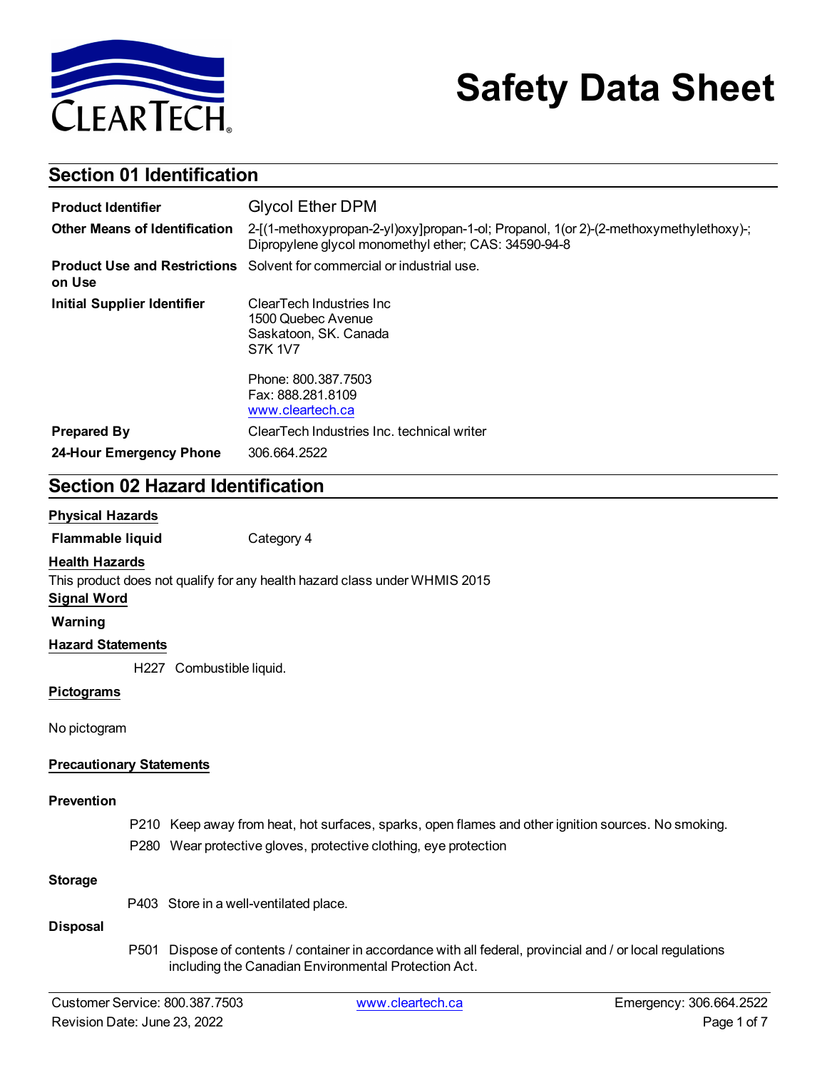# Safety Data Sheet

## Section 01 Identification

| | |
|---|---|
| **Product Identifier** | Glycol Ether DPM |
| **Other Means of Identification** | 2-[(1-methoxypropan-2-yl)oxy]propan-1-ol; Propanol, 1(or 2)-(2-methoxymethylethoxy)-; Dipropylene glycol monomethyl ether; CAS: 34590-94-8 |
| **Product Use and Restrictions on Use** | Solvent for commercial or industrial use. |
| **Initial Supplier Identifier** | ClearTech Industries Inc<br>1500 Quebec Avenue<br>Saskatoon, SK. Canada<br>S7K 1V7<br><br>Phone: 800.387.7503<br>Fax: 888.281.8109<br>www.cleartech.ca |
| **Prepared By** | ClearTech Industries Inc. technical writer |
| **24-Hour Emergency Phone** | 306.664.2522 |

## Section 02 Hazard Identification

**Physical Hazards**

**Flammable liquid** Category 4

**Health Hazards**

This product does not qualify for any health hazard class under WHMIS 2015

**Signal Word**

**Warning**

**Hazard Statements**

H227 Combustible liquid.

**Pictograms**

No pictogram

**Precautionary Statements**

**Prevention**

P210 Keep away from heat, hot surfaces, sparks, open flames and other ignition sources. No smoking.

P280 Wear protective gloves, protective clothing, eye protection

**Storage**

P403 Store in a well-ventilated place.

**Disposal**

P501 Dispose of contents / container in accordance with all federal, provincial and / or local regulations including the Canadian Environmental Protection Act.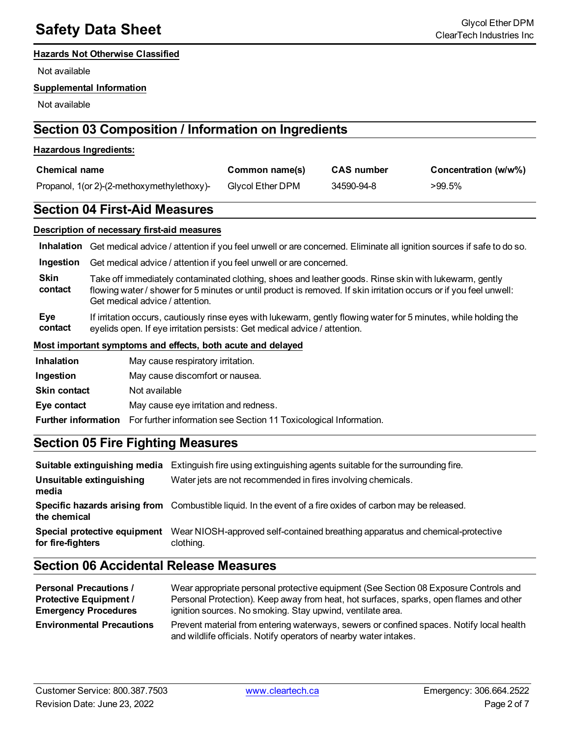#### Hazards Not Otherwise Classified

Not available

#### Supplemental Information

Not available

## Section 03 Composition / Information on Ingredients

#### Hazardous Ingredients:

| Chemical name | Common name(s) | CAS number | Concentration (w/w%) |
|---|---|---|---|
| Propanol, 1(or 2)-(2-methoxymethylethoxy)- | Glycol Ether DPM | 34590-94-8 | >99.5% |

## Section 04 First-Aid Measures

#### Description of necessary first-aid measures

| | |
|---|---|
| **Inhalation** | Get medical advice / attention if you feel unwell or are concerned. Eliminate all ignition sources if safe to do so. |
| **Ingestion** | Get medical advice / attention if you feel unwell or are concerned. |
| **Skin contact** | Take off immediately contaminated clothing, shoes and leather goods. Rinse skin with lukewarm, gently flowing water / shower for 5 minutes or until product is removed. If skin irritation occurs or if you feel unwell: Get medical advice / attention. |
| **Eye contact** | If irritation occurs, cautiously rinse eyes with lukewarm, gently flowing water for 5 minutes, while holding the eyelids open. If eye irritation persists: Get medical advice / attention. |

#### Most important symptoms and effects, both acute and delayed

| | |
|---|---|
| **Inhalation** | May cause respiratory irritation. |
| **Ingestion** | May cause discomfort or nausea. |
| **Skin contact** | Not available |
| **Eye contact** | May cause eye irritation and redness. |
| **Further information** | For further information see Section 11 Toxicological Information. |

## Section 05 Fire Fighting Measures

| | |
|---|---|
| **Suitable extinguishing media** | Extinguish fire using extinguishing agents suitable for the surrounding fire. |
| **Unsuitable extinguishing media** | Water jets are not recommended in fires involving chemicals. |
| **Specific hazards arising from the chemical** | Combustible liquid. In the event of a fire oxides of carbon may be released. |
| **Special protective equipment for fire-fighters** | Wear NIOSH-approved self-contained breathing apparatus and chemical-protective clothing. |

## Section 06 Accidental Release Measures

| | |
|---|---|
| **Personal Precautions / Protective Equipment / Emergency Procedures** | Wear appropriate personal protective equipment (See Section 08 Exposure Controls and Personal Protection). Keep away from heat, hot surfaces, sparks, open flames and other ignition sources. No smoking. Stay upwind, ventilate area. |
| **Environmental Precautions** | Prevent material from entering waterways, sewers or confined spaces. Notify local health and wildlife officials. Notify operators of nearby water intakes. |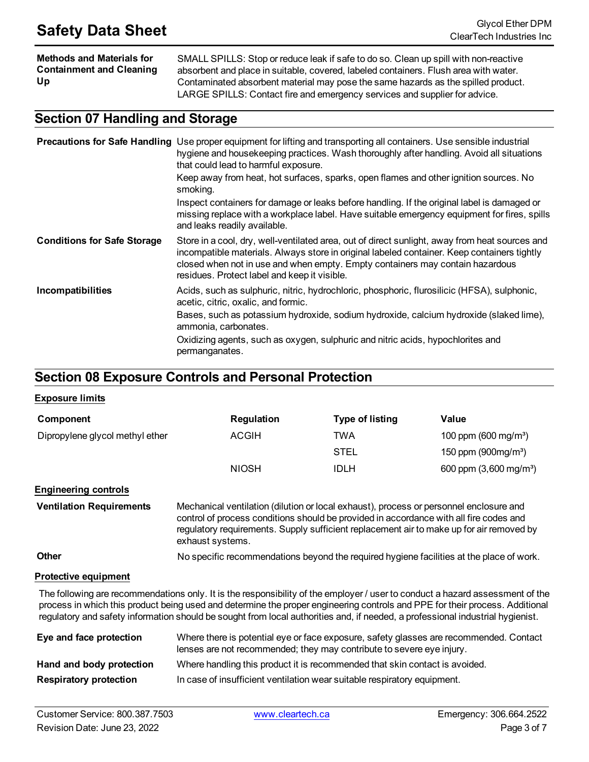| | |
|---|---|
| **Methods and Materials for Containment and Cleaning Up** | SMALL SPILLS: Stop or reduce leak if safe to do so. Clean up spill with non-reactive absorbent and place in suitable, covered, labeled containers. Flush area with water. Contaminated absorbent material may pose the same hazards as the spilled product. LARGE SPILLS: Contact fire and emergency services and supplier for advice. |

## Section 07 Handling and Storage

| | |
|---|---|
| **Precautions for Safe Handling** | Use proper equipment for lifting and transporting all containers. Use sensible industrial hygiene and housekeeping practices. Wash thoroughly after handling. Avoid all situations that could lead to harmful exposure.<br>Keep away from heat, hot surfaces, sparks, open flames and other ignition sources. No smoking.<br>Inspect containers for damage or leaks before handling. If the original label is damaged or missing replace with a workplace label. Have suitable emergency equipment for fires, spills and leaks readily available. |
| **Conditions for Safe Storage** | Store in a cool, dry, well-ventilated area, out of direct sunlight, away from heat sources and incompatible materials. Always store in original labeled container. Keep containers tightly closed when not in use and when empty. Empty containers may contain hazardous residues. Protect label and keep it visible. |
| **Incompatibilities** | Acids, such as sulphuric, nitric, hydrochloric, phosphoric, flurosilicic (HFSA), sulphonic, acetic, citric, oxalic, and formic.<br>Bases, such as potassium hydroxide, sodium hydroxide, calcium hydroxide (slaked lime), ammonia, carbonates.<br>Oxidizing agents, such as oxygen, sulphuric and nitric acids, hypochlorites and permanganates. |

## Section 08 Exposure Controls and Personal Protection

### Exposure limits

| Component | Regulation | Type of listing | Value |
|---|---|---|---|
| Dipropylene glycol methyl ether | ACGIH | TWA | 100 ppm (600 mg/m³) |
| | | STEL | 150 ppm (900mg/m³) |
| | NIOSH | IDLH | 600 ppm (3,600 mg/m³) |

### Engineering controls

| | |
|---|---|
| **Ventilation Requirements** | Mechanical ventilation (dilution or local exhaust), process or personnel enclosure and control of process conditions should be provided in accordance with all fire codes and regulatory requirements. Supply sufficient replacement air to make up for air removed by exhaust systems. |
| **Other** | No specific recommendations beyond the required hygiene facilities at the place of work. |

### Protective equipment

The following are recommendations only. It is the responsibility of the employer / user to conduct a hazard assessment of the process in which this product being used and determine the proper engineering controls and PPE for their process. Additional regulatory and safety information should be sought from local authorities and, if needed, a professional industrial hygienist.

| | |
|---|---|
| **Eye and face protection** | Where there is potential eye or face exposure, safety glasses are recommended. Contact lenses are not recommended; they may contribute to severe eye injury. |
| **Hand and body protection** | Where handling this product it is recommended that skin contact is avoided. |
| **Respiratory protection** | In case of insufficient ventilation wear suitable respiratory equipment. |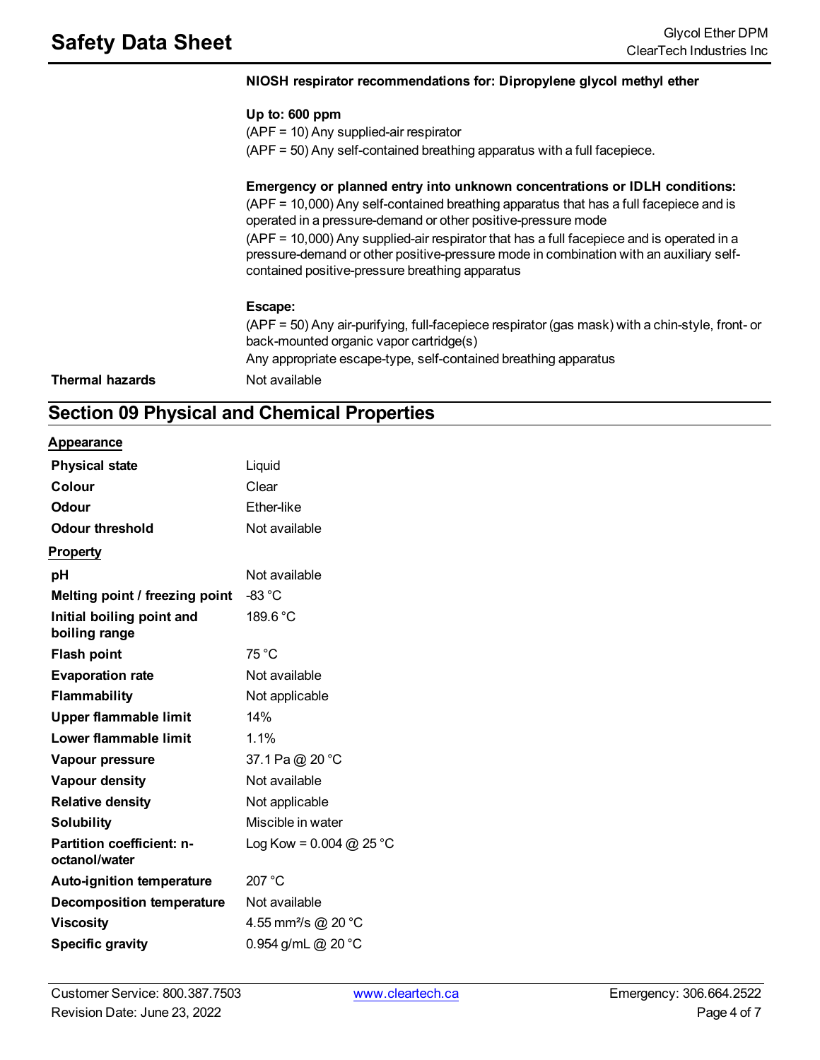**NIOSH respirator recommendations for: Dipropylene glycol methyl ether**

**Up to: 600 ppm**

(APF = 10) Any supplied-air respirator

(APF = 50) Any self-contained breathing apparatus with a full facepiece.

**Emergency or planned entry into unknown concentrations or IDLH conditions:**

(APF = 10,000) Any self-contained breathing apparatus that has a full facepiece and is operated in a pressure-demand or other positive-pressure mode

(APF = 10,000) Any supplied-air respirator that has a full facepiece and is operated in a pressure-demand or other positive-pressure mode in combination with an auxiliary self-contained positive-pressure breathing apparatus

**Escape:**

(APF = 50) Any air-purifying, full-facepiece respirator (gas mask) with a chin-style, front- or back-mounted organic vapor cartridge(s)

Any appropriate escape-type, self-contained breathing apparatus

| **Thermal hazards** | Not available |
|---|---|

## Section 09 Physical and Chemical Properties

**Appearance**

| | |
|---|---|
| **Physical state** | Liquid |
| **Colour** | Clear |
| **Odour** | Ether-like |
| **Odour threshold** | Not available |

**Property**

| | |
|---|---|
| **pH** | Not available |
| **Melting point / freezing point** | -83 °C |
| **Initial boiling point and boiling range** | 189.6 °C |
| **Flash point** | 75 °C |
| **Evaporation rate** | Not available |
| **Flammability** | Not applicable |
| **Upper flammable limit** | 14% |
| **Lower flammable limit** | 1.1% |
| **Vapour pressure** | 37.1 Pa @ 20 °C |
| **Vapour density** | Not available |
| **Relative density** | Not applicable |
| **Solubility** | Miscible in water |
| **Partition coefficient: n-octanol/water** | Log Kow = 0.004 @ 25 °C |
| **Auto-ignition temperature** | 207 °C |
| **Decomposition temperature** | Not available |
| **Viscosity** | 4.55 $mm^2/s$ @ 20 °C |
| **Specific gravity** | 0.954 g/mL @ 20 °C |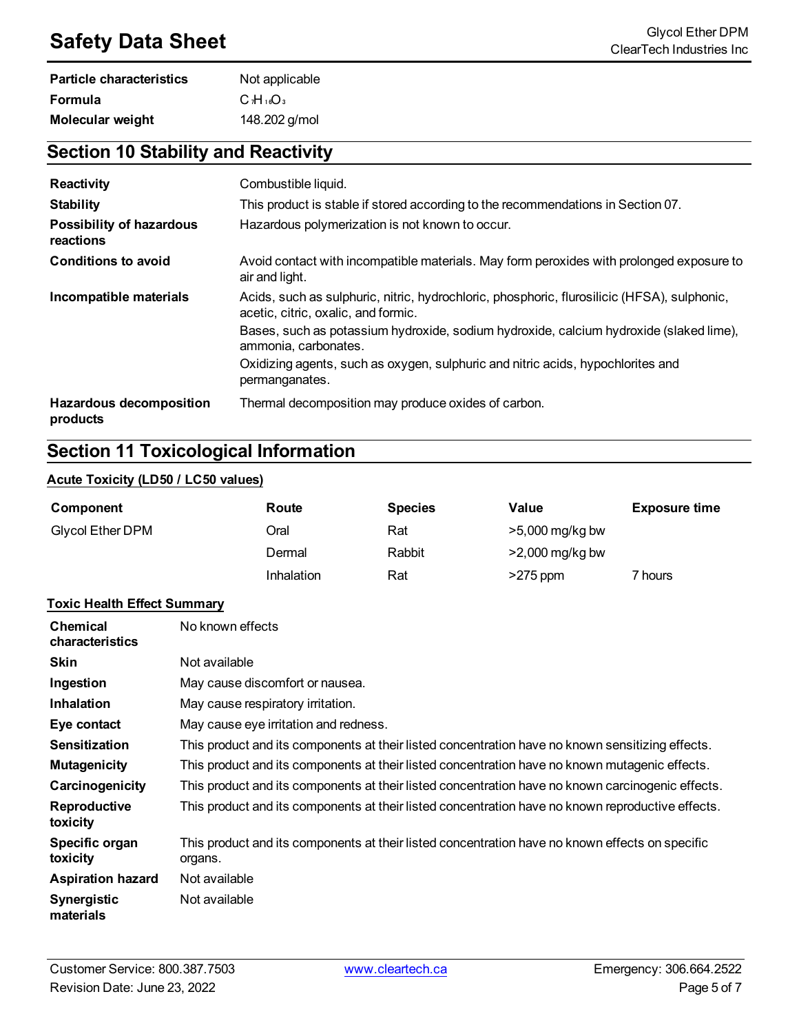| | |
|---|---|
| **Particle characteristics** | Not applicable |
| **Formula** | $C_7H_{16}O_3$ |
| **Molecular weight** | 148.202 g/mol |

## Section 10 Stability and Reactivity

| | |
|---|---|
| **Reactivity** | Combustible liquid. |
| **Stability** | This product is stable if stored according to the recommendations in Section 07. |
| **Possibility of hazardous reactions** | Hazardous polymerization is not known to occur. |
| **Conditions to avoid** | Avoid contact with incompatible materials. May form peroxides with prolonged exposure to air and light. |
| **Incompatible materials** | Acids, such as sulphuric, nitric, hydrochloric, phosphoric, flurosilicic (HFSA), sulphonic, acetic, citric, oxalic, and formic.<br>Bases, such as potassium hydroxide, sodium hydroxide, calcium hydroxide (slaked lime), ammonia, carbonates.<br>Oxidizing agents, such as oxygen, sulphuric and nitric acids, hypochlorites and permanganates. |
| **Hazardous decomposition products** | Thermal decomposition may produce oxides of carbon. |

## Section 11 Toxicological Information

### Acute Toxicity (LD50 / LC50 values)

| Component | Route | Species | Value | Exposure time |
|---|---|---|---|---|
| Glycol Ether DPM | Oral | Rat | >5,000 mg/kg bw | |
| | Dermal | Rabbit | >2,000 mg/kg bw | |
| | Inhalation | Rat | >275 ppm | 7 hours |

### Toxic Health Effect Summary

| | |
|---|---|
| **Chemical characteristics** | No known effects |
| **Skin** | Not available |
| **Ingestion** | May cause discomfort or nausea. |
| **Inhalation** | May cause respiratory irritation. |
| **Eye contact** | May cause eye irritation and redness. |
| **Sensitization** | This product and its components at their listed concentration have no known sensitizing effects. |
| **Mutagenicity** | This product and its components at their listed concentration have no known mutagenic effects. |
| **Carcinogenicity** | This product and its components at their listed concentration have no known carcinogenic effects. |
| **Reproductive toxicity** | This product and its components at their listed concentration have no known reproductive effects. |
| **Specific organ toxicity** | This product and its components at their listed concentration have no known effects on specific organs. |
| **Aspiration hazard** | Not available |
| **Synergistic materials** | Not available |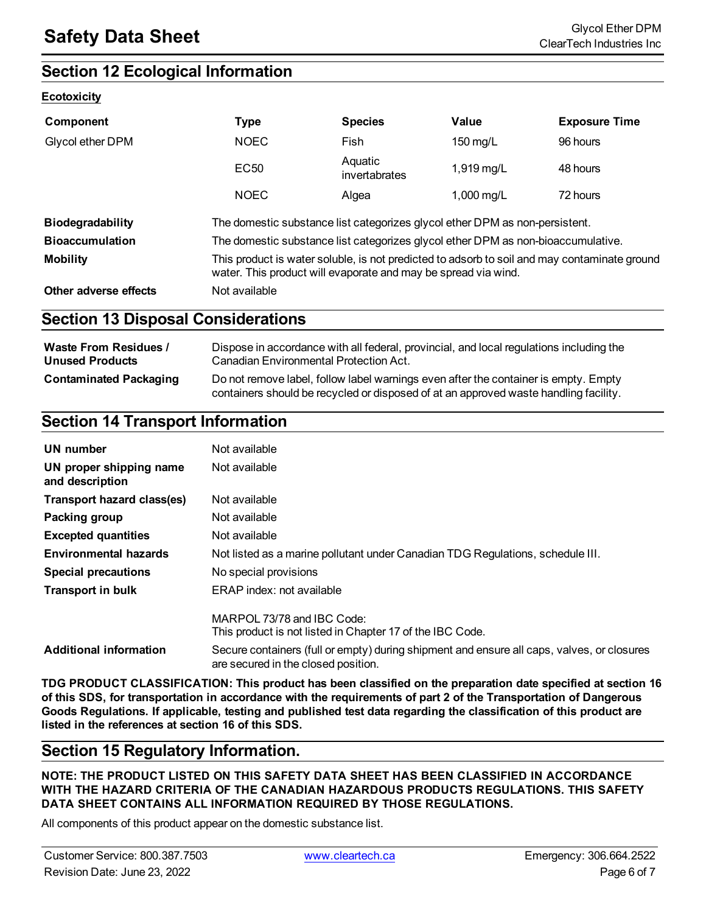## Section 12 Ecological Information

**Ecotoxicity**

| Component | Type | Species | Value | Exposure Time |
|---|---|---|---|---|
| Glycol ether DPM | NOEC | Fish | 150 mg/L | 96 hours |
| | EC50 | Aquatic invertabrates | 1,919 mg/L | 48 hours |
| | NOEC | Algea | 1,000 mg/L | 72 hours |

**Biodegradability** The domestic substance list categorizes glycol ether DPM as non-persistent.

**Bioaccumulation** The domestic substance list categorizes glycol ether DPM as non-bioaccumulative.

**Mobility** This product is water soluble, is not predicted to adsorb to soil and may contaminate ground water. This product will evaporate and may be spread via wind.

**Other adverse effects** Not available

## Section 13 Disposal Considerations

**Waste From Residues / Unused Products** Dispose in accordance with all federal, provincial, and local regulations including the Canadian Environmental Protection Act.

**Contaminated Packaging** Do not remove label, follow label warnings even after the container is empty. Empty containers should be recycled or disposed of at an approved waste handling facility.

## Section 14 Transport Information

**UN number** Not available

**UN proper shipping name and description** Not available

**Transport hazard class(es)** Not available

**Packing group** Not available

**Excepted quantities** Not available

**Environmental hazards** Not listed as a marine pollutant under Canadian TDG Regulations, schedule III.

**Special precautions** No special provisions

**Transport in bulk** ERAP index: not available

MARPOL 73/78 and IBC Code:
This product is not listed in Chapter 17 of the IBC Code.

**Additional information** Secure containers (full or empty) during shipment and ensure all caps, valves, or closures are secured in the closed position.

**TDG PRODUCT CLASSIFICATION: This product has been classified on the preparation date specified at section 16 of this SDS, for transportation in accordance with the requirements of part 2 of the Transportation of Dangerous Goods Regulations. If applicable, testing and published test data regarding the classification of this product are listed in the references at section 16 of this SDS.**

## Section 15 Regulatory Information.

**NOTE: THE PRODUCT LISTED ON THIS SAFETY DATA SHEET HAS BEEN CLASSIFIED IN ACCORDANCE WITH THE HAZARD CRITERIA OF THE CANADIAN HAZARDOUS PRODUCTS REGULATIONS. THIS SAFETY DATA SHEET CONTAINS ALL INFORMATION REQUIRED BY THOSE REGULATIONS.**

All components of this product appear on the domestic substance list.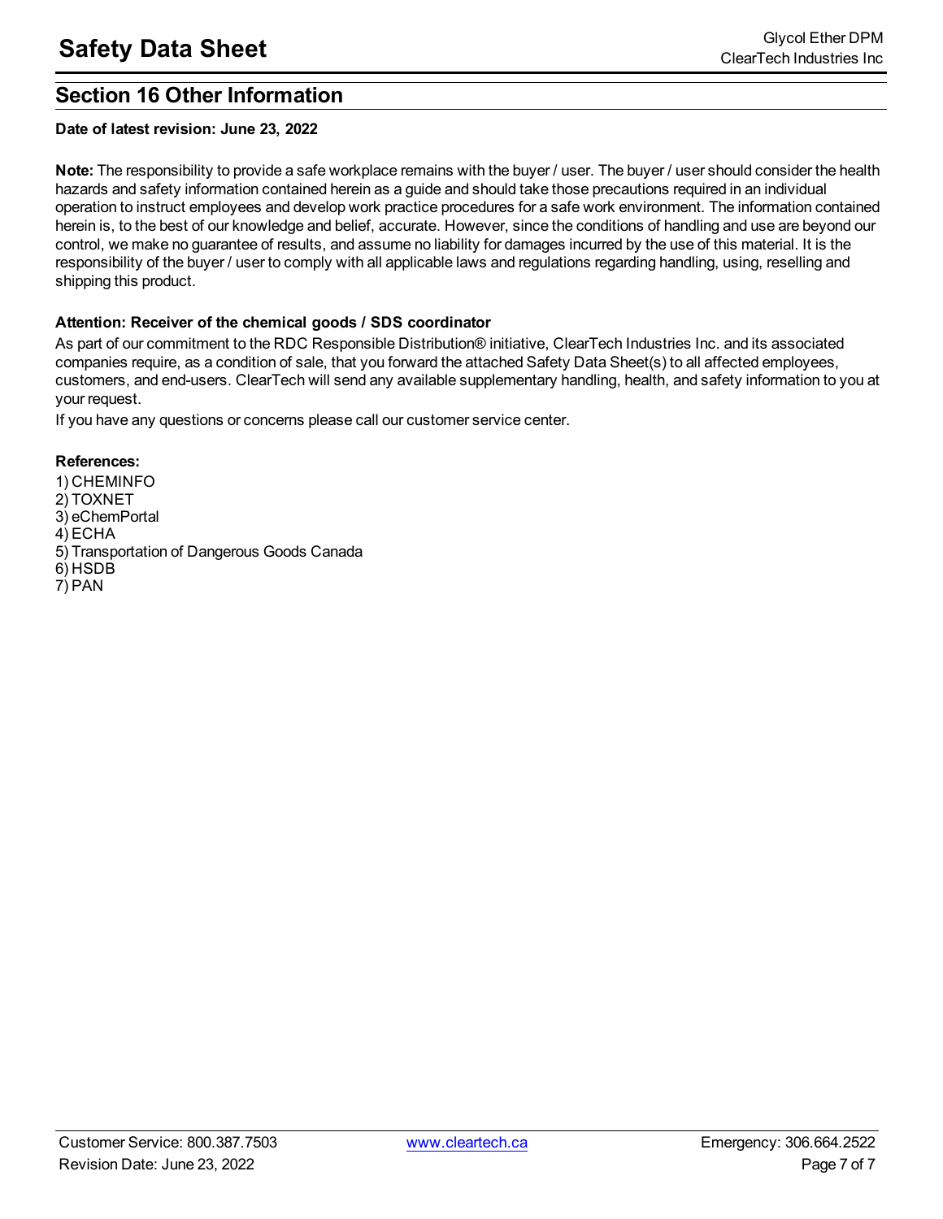## Section 16 Other Information

**Date of latest revision: June 23, 2022**

**Note:** The responsibility to provide a safe workplace remains with the buyer / user. The buyer / user should consider the health hazards and safety information contained herein as a guide and should take those precautions required in an individual operation to instruct employees and develop work practice procedures for a safe work environment. The information contained herein is, to the best of our knowledge and belief, accurate. However, since the conditions of handling and use are beyond our control, we make no guarantee of results, and assume no liability for damages incurred by the use of this material. It is the responsibility of the buyer / user to comply with all applicable laws and regulations regarding handling, using, reselling and shipping this product.

**Attention: Receiver of the chemical goods / SDS coordinator**

As part of our commitment to the RDC Responsible Distribution® initiative, ClearTech Industries Inc. and its associated companies require, as a condition of sale, that you forward the attached Safety Data Sheet(s) to all affected employees, customers, and end-users. ClearTech will send any available supplementary handling, health, and safety information to you at your request.

If you have any questions or concerns please call our customer service center.

**References:**

1) CHEMINFO
2) TOXNET
3) eChemPortal
4) ECHA
5) Transportation of Dangerous Goods Canada
6) HSDB
7) PAN